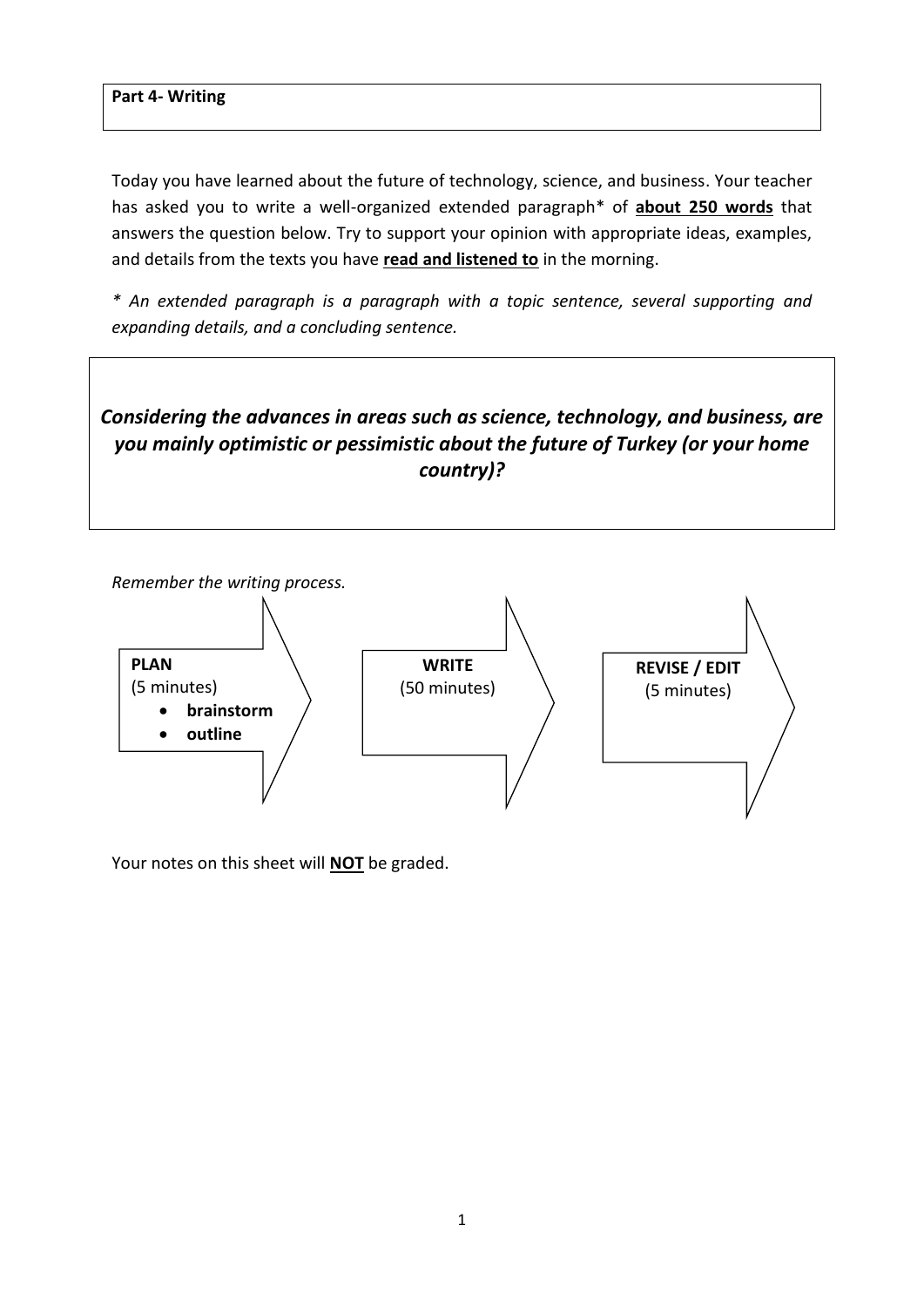## Part 4- Writing

Today you have learned about the future of technology, science, and business. Your teacher has asked you to write a well-organized extended paragraph* of **about 250 words** that answers the question below. Try to support your opinion with appropriate ideas, examples, and details from the texts you have **read and listened to** in the morning.

*\* An extended paragraph is a paragraph with a topic sentence, several supporting and expanding details, and a concluding sentence.*

***Considering the advances in areas such as science, technology, and business, are you mainly optimistic or pessimistic about the future of Turkey (or your home country)?***

*Remember the writing process.*

**PLAN** (5 minutes)
- **brainstorm**
- **outline**

**WRITE** (50 minutes)

**REVISE / EDIT** (5 minutes)

Your notes on this sheet will **NOT** be graded.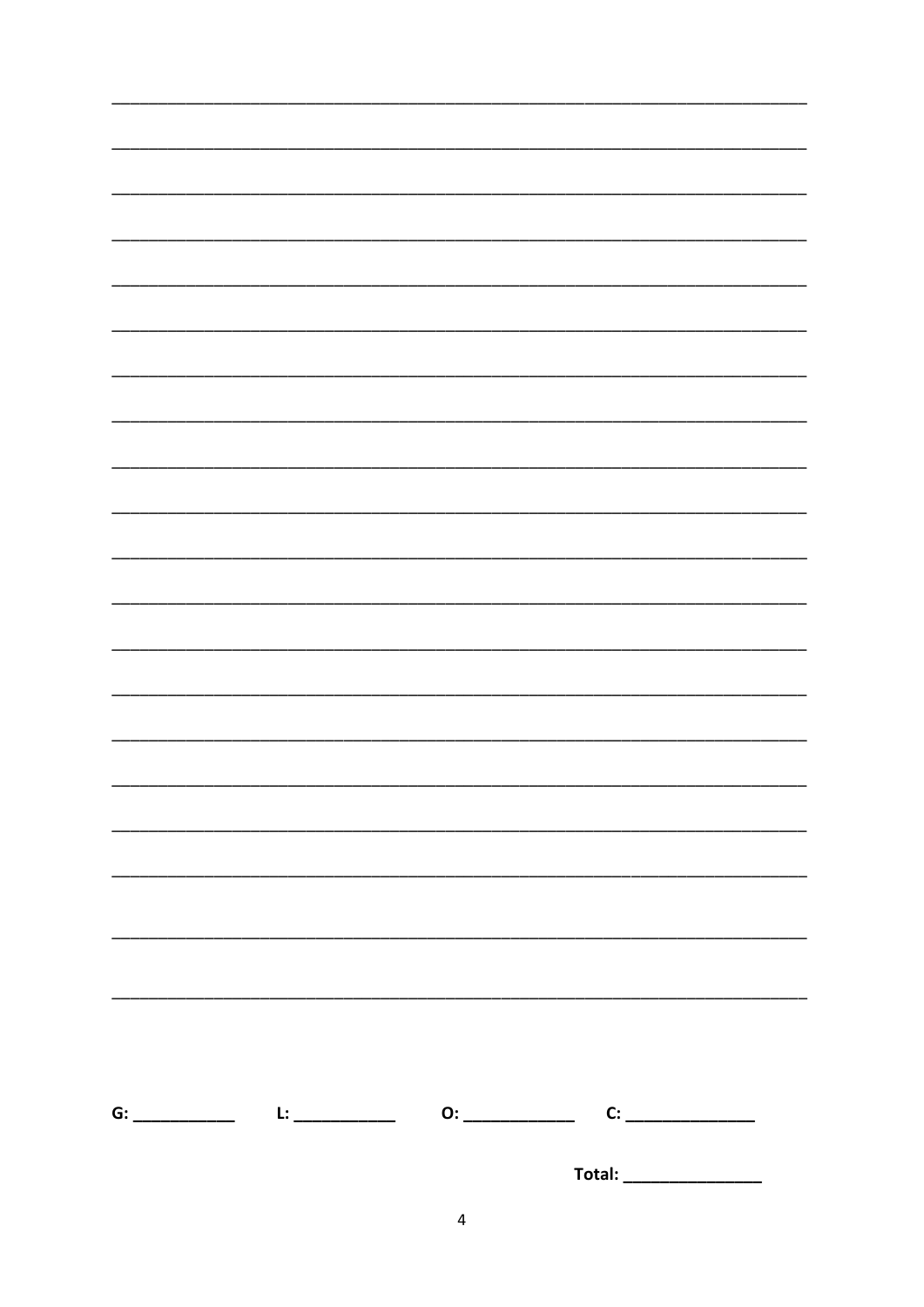G: ___________ L: ___________ O: ____________ C: ______________

Total: _______________